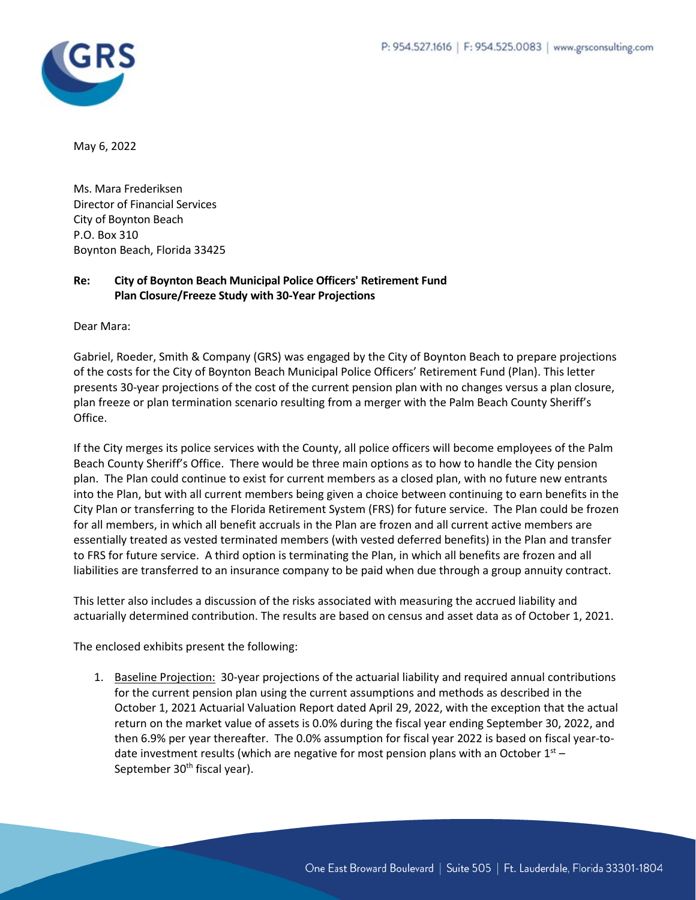May 6, 2022

Ms. Mara Frederiksen
Director of Financial Services
City of Boynton Beach
P.O. Box 310
Boynton Beach, Florida 33425

**Re: City of Boynton Beach Municipal Police Officers' Retirement Fund**
**Plan Closure/Freeze Study with 30-Year Projections**

Dear Mara:

Gabriel, Roeder, Smith & Company (GRS) was engaged by the City of Boynton Beach to prepare projections of the costs for the City of Boynton Beach Municipal Police Officers' Retirement Fund (Plan). This letter presents 30-year projections of the cost of the current pension plan with no changes versus a plan closure, plan freeze or plan termination scenario resulting from a merger with the Palm Beach County Sheriff's Office.

If the City merges its police services with the County, all police officers will become employees of the Palm Beach County Sheriff's Office. There would be three main options as to how to handle the City pension plan. The Plan could continue to exist for current members as a closed plan, with no future new entrants into the Plan, but with all current members being given a choice between continuing to earn benefits in the City Plan or transferring to the Florida Retirement System (FRS) for future service. The Plan could be frozen for all members, in which all benefit accruals in the Plan are frozen and all current active members are essentially treated as vested terminated members (with vested deferred benefits) in the Plan and transfer to FRS for future service. A third option is terminating the Plan, in which all benefits are frozen and all liabilities are transferred to an insurance company to be paid when due through a group annuity contract.

This letter also includes a discussion of the risks associated with measuring the accrued liability and actuarially determined contribution. The results are based on census and asset data as of October 1, 2021.

The enclosed exhibits present the following:

1. Baseline Projection: 30-year projections of the actuarial liability and required annual contributions for the current pension plan using the current assumptions and methods as described in the October 1, 2021 Actuarial Valuation Report dated April 29, 2022, with the exception that the actual return on the market value of assets is 0.0% during the fiscal year ending September 30, 2022, and then 6.9% per year thereafter. The 0.0% assumption for fiscal year 2022 is based on fiscal year-to-date investment results (which are negative for most pension plans with an October 1st – September 30th fiscal year).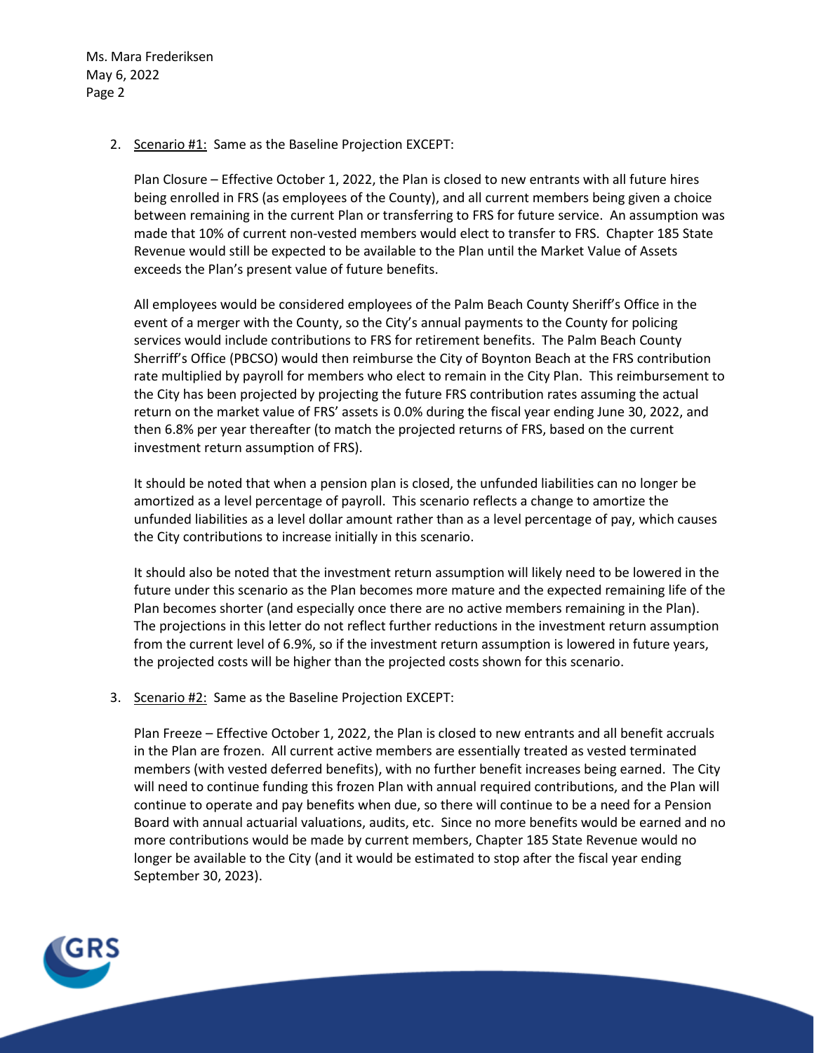2. <u>Scenario #1:</u> Same as the Baseline Projection EXCEPT:

   Plan Closure – Effective October 1, 2022, the Plan is closed to new entrants with all future hires being enrolled in FRS (as employees of the County), and all current members being given a choice between remaining in the current Plan or transferring to FRS for future service. An assumption was made that 10% of current non-vested members would elect to transfer to FRS. Chapter 185 State Revenue would still be expected to be available to the Plan until the Market Value of Assets exceeds the Plan's present value of future benefits.

   All employees would be considered employees of the Palm Beach County Sheriff's Office in the event of a merger with the County, so the City's annual payments to the County for policing services would include contributions to FRS for retirement benefits. The Palm Beach County Sherriff's Office (PBCSO) would then reimburse the City of Boynton Beach at the FRS contribution rate multiplied by payroll for members who elect to remain in the City Plan. This reimbursement to the City has been projected by projecting the future FRS contribution rates assuming the actual return on the market value of FRS' assets is 0.0% during the fiscal year ending June 30, 2022, and then 6.8% per year thereafter (to match the projected returns of FRS, based on the current investment return assumption of FRS).

   It should be noted that when a pension plan is closed, the unfunded liabilities can no longer be amortized as a level percentage of payroll. This scenario reflects a change to amortize the unfunded liabilities as a level dollar amount rather than as a level percentage of pay, which causes the City contributions to increase initially in this scenario.

   It should also be noted that the investment return assumption will likely need to be lowered in the future under this scenario as the Plan becomes more mature and the expected remaining life of the Plan becomes shorter (and especially once there are no active members remaining in the Plan). The projections in this letter do not reflect further reductions in the investment return assumption from the current level of 6.9%, so if the investment return assumption is lowered in future years, the projected costs will be higher than the projected costs shown for this scenario.

3. <u>Scenario #2:</u> Same as the Baseline Projection EXCEPT:

   Plan Freeze – Effective October 1, 2022, the Plan is closed to new entrants and all benefit accruals in the Plan are frozen. All current active members are essentially treated as vested terminated members (with vested deferred benefits), with no further benefit increases being earned. The City will need to continue funding this frozen Plan with annual required contributions, and the Plan will continue to operate and pay benefits when due, so there will continue to be a need for a Pension Board with annual actuarial valuations, audits, etc. Since no more benefits would be earned and no more contributions would be made by current members, Chapter 185 State Revenue would no longer be available to the City (and it would be estimated to stop after the fiscal year ending September 30, 2023).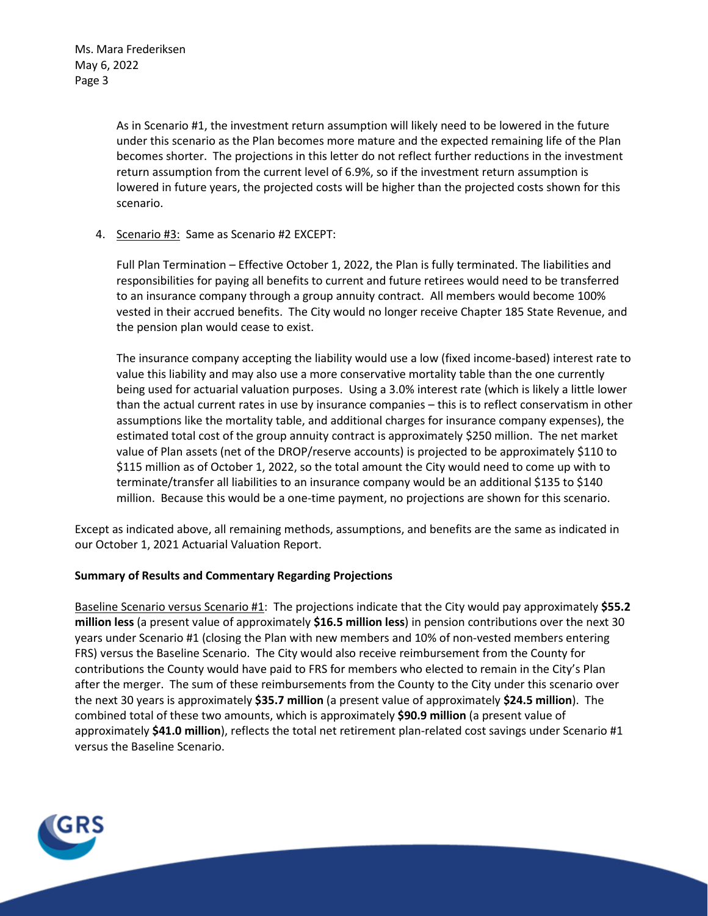As in Scenario #1, the investment return assumption will likely need to be lowered in the future under this scenario as the Plan becomes more mature and the expected remaining life of the Plan becomes shorter. The projections in this letter do not reflect further reductions in the investment return assumption from the current level of 6.9%, so if the investment return assumption is lowered in future years, the projected costs will be higher than the projected costs shown for this scenario.

4. Scenario #3: Same as Scenario #2 EXCEPT:

   Full Plan Termination – Effective October 1, 2022, the Plan is fully terminated. The liabilities and responsibilities for paying all benefits to current and future retirees would need to be transferred to an insurance company through a group annuity contract. All members would become 100% vested in their accrued benefits. The City would no longer receive Chapter 185 State Revenue, and the pension plan would cease to exist.

   The insurance company accepting the liability would use a low (fixed income-based) interest rate to value this liability and may also use a more conservative mortality table than the one currently being used for actuarial valuation purposes. Using a 3.0% interest rate (which is likely a little lower than the actual current rates in use by insurance companies – this is to reflect conservatism in other assumptions like the mortality table, and additional charges for insurance company expenses), the estimated total cost of the group annuity contract is approximately \$250 million. The net market value of Plan assets (net of the DROP/reserve accounts) is projected to be approximately \$110 to \$115 million as of October 1, 2022, so the total amount the City would need to come up with to terminate/transfer all liabilities to an insurance company would be an additional \$135 to \$140 million. Because this would be a one-time payment, no projections are shown for this scenario.

Except as indicated above, all remaining methods, assumptions, and benefits are the same as indicated in our October 1, 2021 Actuarial Valuation Report.

**Summary of Results and Commentary Regarding Projections**

Baseline Scenario versus Scenario #1: The projections indicate that the City would pay approximately **\$55.2 million less** (a present value of approximately **\$16.5 million less**) in pension contributions over the next 30 years under Scenario #1 (closing the Plan with new members and 10% of non-vested members entering FRS) versus the Baseline Scenario. The City would also receive reimbursement from the County for contributions the County would have paid to FRS for members who elected to remain in the City's Plan after the merger. The sum of these reimbursements from the County to the City under this scenario over the next 30 years is approximately **\$35.7 million** (a present value of approximately **\$24.5 million**). The combined total of these two amounts, which is approximately **\$90.9 million** (a present value of approximately **\$41.0 million**), reflects the total net retirement plan-related cost savings under Scenario #1 versus the Baseline Scenario.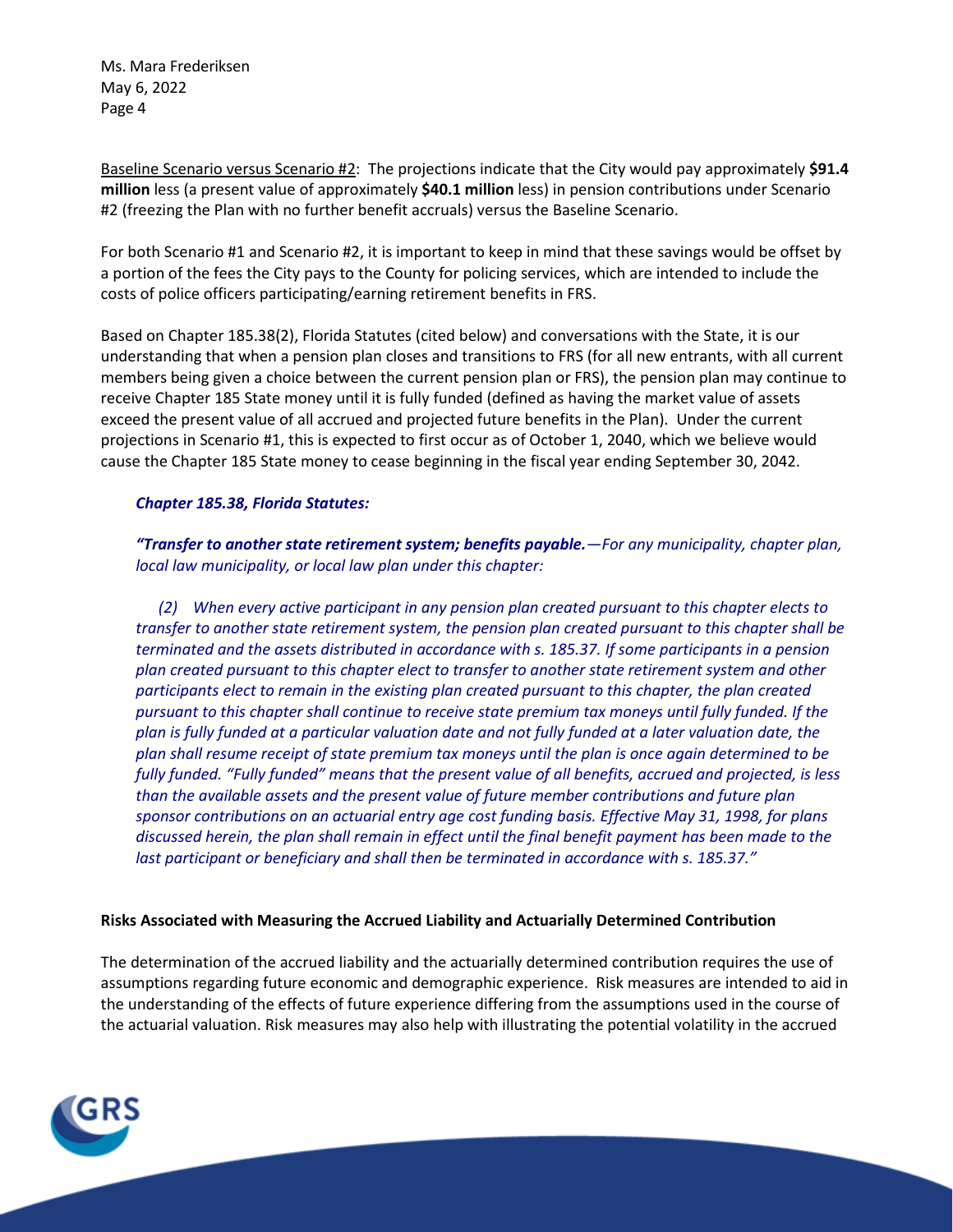Baseline Scenario versus Scenario #2: The projections indicate that the City would pay approximately **$91.4 million** less (a present value of approximately **$40.1 million** less) in pension contributions under Scenario #2 (freezing the Plan with no further benefit accruals) versus the Baseline Scenario.

For both Scenario #1 and Scenario #2, it is important to keep in mind that these savings would be offset by a portion of the fees the City pays to the County for policing services, which are intended to include the costs of police officers participating/earning retirement benefits in FRS.

Based on Chapter 185.38(2), Florida Statutes (cited below) and conversations with the State, it is our understanding that when a pension plan closes and transitions to FRS (for all new entrants, with all current members being given a choice between the current pension plan or FRS), the pension plan may continue to receive Chapter 185 State money until it is fully funded (defined as having the market value of assets exceed the present value of all accrued and projected future benefits in the Plan). Under the current projections in Scenario #1, this is expected to first occur as of October 1, 2040, which we believe would cause the Chapter 185 State money to cease beginning in the fiscal year ending September 30, 2042.

> ***Chapter 185.38, Florida Statutes:***
>
> ***"Transfer to another state retirement system; benefits payable.****—For any municipality, chapter plan, local law municipality, or local law plan under this chapter:*
>
> *(2) When every active participant in any pension plan created pursuant to this chapter elects to transfer to another state retirement system, the pension plan created pursuant to this chapter shall be terminated and the assets distributed in accordance with s. 185.37. If some participants in a pension plan created pursuant to this chapter elect to transfer to another state retirement system and other participants elect to remain in the existing plan created pursuant to this chapter, the plan created pursuant to this chapter shall continue to receive state premium tax moneys until fully funded. If the plan is fully funded at a particular valuation date and not fully funded at a later valuation date, the plan shall resume receipt of state premium tax moneys until the plan is once again determined to be fully funded. "Fully funded" means that the present value of all benefits, accrued and projected, is less than the available assets and the present value of future member contributions and future plan sponsor contributions on an actuarial entry age cost funding basis. Effective May 31, 1998, for plans discussed herein, the plan shall remain in effect until the final benefit payment has been made to the last participant or beneficiary and shall then be terminated in accordance with s. 185.37."*

**Risks Associated with Measuring the Accrued Liability and Actuarially Determined Contribution**

The determination of the accrued liability and the actuarially determined contribution requires the use of assumptions regarding future economic and demographic experience. Risk measures are intended to aid in the understanding of the effects of future experience differing from the assumptions used in the course of the actuarial valuation. Risk measures may also help with illustrating the potential volatility in the accrued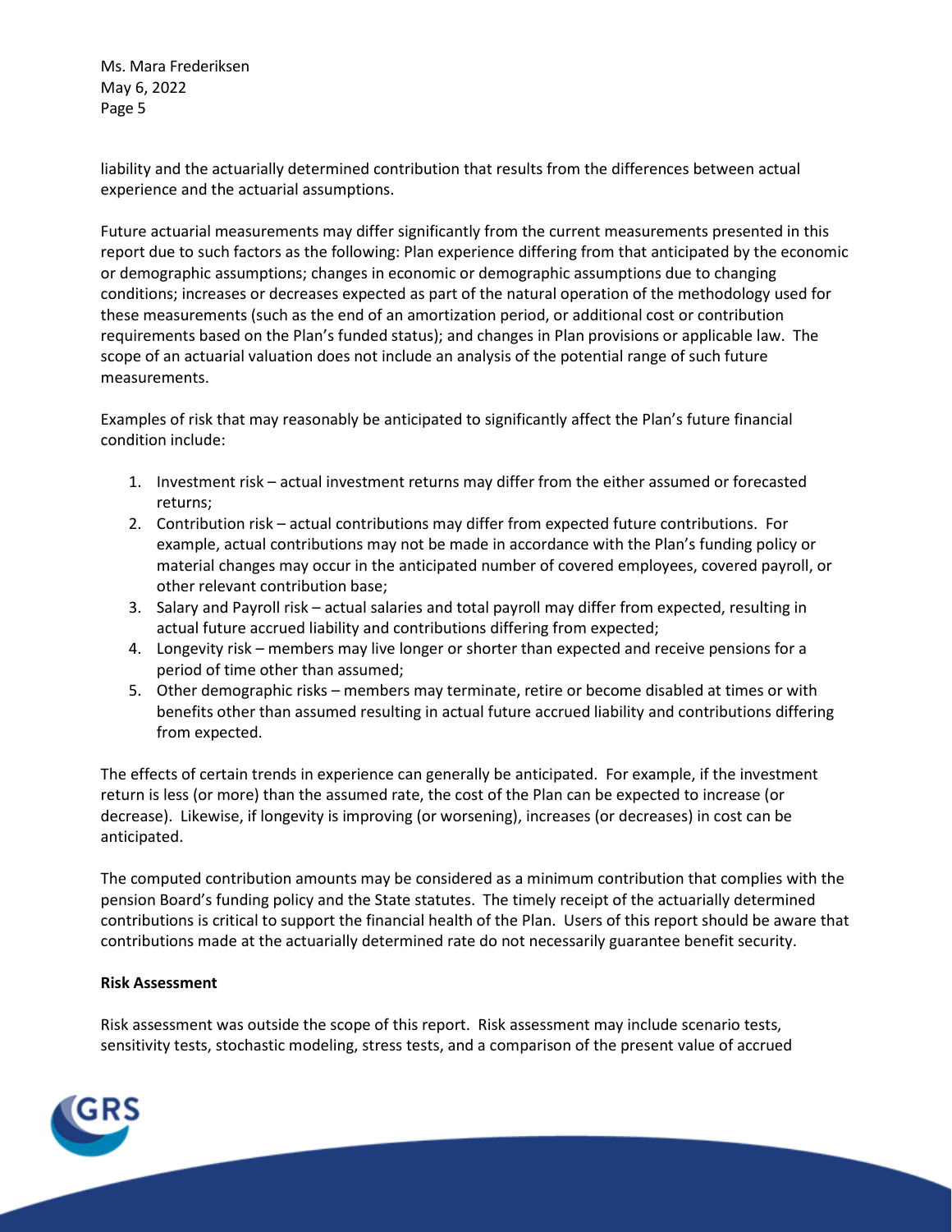liability and the actuarially determined contribution that results from the differences between actual experience and the actuarial assumptions.

Future actuarial measurements may differ significantly from the current measurements presented in this report due to such factors as the following: Plan experience differing from that anticipated by the economic or demographic assumptions; changes in economic or demographic assumptions due to changing conditions; increases or decreases expected as part of the natural operation of the methodology used for these measurements (such as the end of an amortization period, or additional cost or contribution requirements based on the Plan's funded status); and changes in Plan provisions or applicable law. The scope of an actuarial valuation does not include an analysis of the potential range of such future measurements.

Examples of risk that may reasonably be anticipated to significantly affect the Plan's future financial condition include:

1. Investment risk – actual investment returns may differ from the either assumed or forecasted returns;
2. Contribution risk – actual contributions may differ from expected future contributions. For example, actual contributions may not be made in accordance with the Plan's funding policy or material changes may occur in the anticipated number of covered employees, covered payroll, or other relevant contribution base;
3. Salary and Payroll risk – actual salaries and total payroll may differ from expected, resulting in actual future accrued liability and contributions differing from expected;
4. Longevity risk – members may live longer or shorter than expected and receive pensions for a period of time other than assumed;
5. Other demographic risks – members may terminate, retire or become disabled at times or with benefits other than assumed resulting in actual future accrued liability and contributions differing from expected.

The effects of certain trends in experience can generally be anticipated. For example, if the investment return is less (or more) than the assumed rate, the cost of the Plan can be expected to increase (or decrease). Likewise, if longevity is improving (or worsening), increases (or decreases) in cost can be anticipated.

The computed contribution amounts may be considered as a minimum contribution that complies with the pension Board's funding policy and the State statutes. The timely receipt of the actuarially determined contributions is critical to support the financial health of the Plan. Users of this report should be aware that contributions made at the actuarially determined rate do not necessarily guarantee benefit security.

**Risk Assessment**

Risk assessment was outside the scope of this report. Risk assessment may include scenario tests, sensitivity tests, stochastic modeling, stress tests, and a comparison of the present value of accrued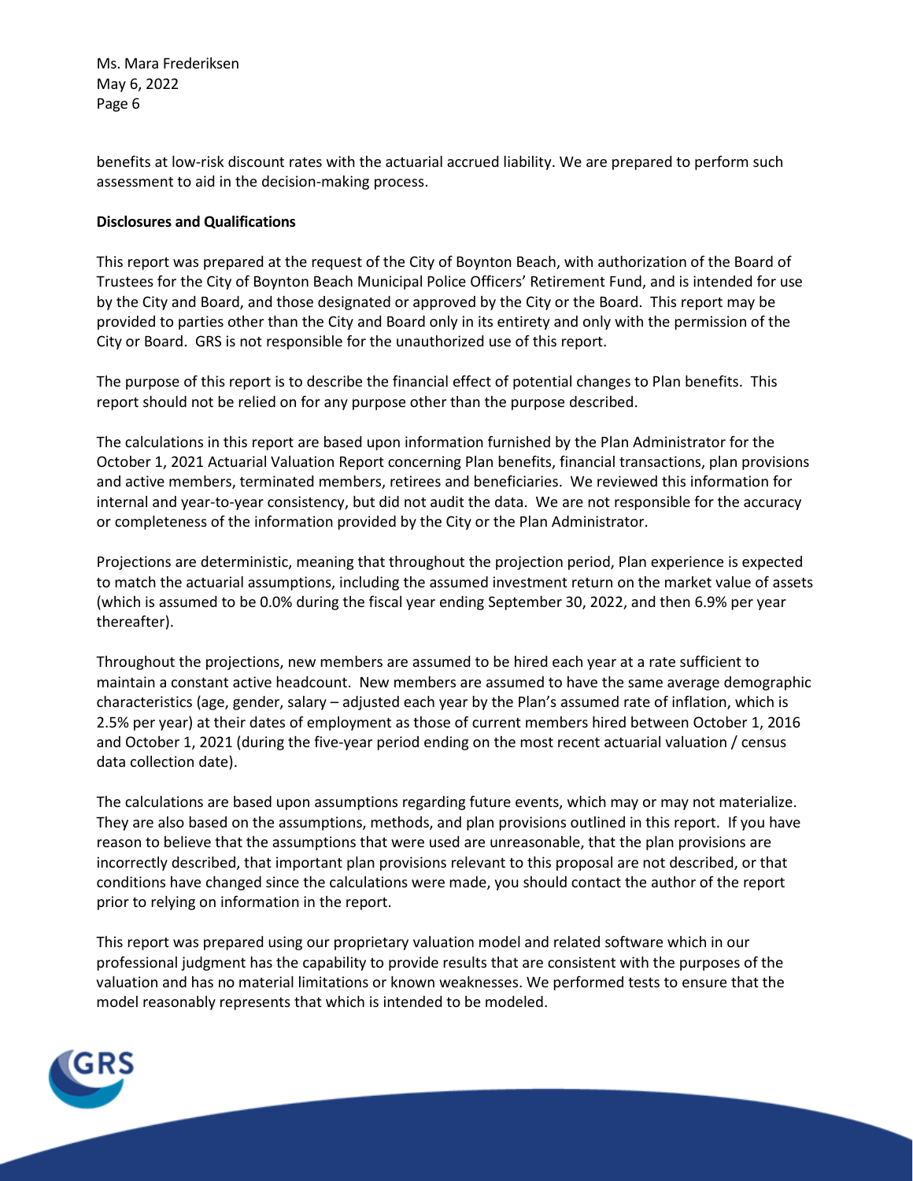benefits at low-risk discount rates with the actuarial accrued liability. We are prepared to perform such assessment to aid in the decision-making process.

**Disclosures and Qualifications**

This report was prepared at the request of the City of Boynton Beach, with authorization of the Board of Trustees for the City of Boynton Beach Municipal Police Officers' Retirement Fund, and is intended for use by the City and Board, and those designated or approved by the City or the Board. This report may be provided to parties other than the City and Board only in its entirety and only with the permission of the City or Board. GRS is not responsible for the unauthorized use of this report.

The purpose of this report is to describe the financial effect of potential changes to Plan benefits. This report should not be relied on for any purpose other than the purpose described.

The calculations in this report are based upon information furnished by the Plan Administrator for the October 1, 2021 Actuarial Valuation Report concerning Plan benefits, financial transactions, plan provisions and active members, terminated members, retirees and beneficiaries. We reviewed this information for internal and year-to-year consistency, but did not audit the data. We are not responsible for the accuracy or completeness of the information provided by the City or the Plan Administrator.

Projections are deterministic, meaning that throughout the projection period, Plan experience is expected to match the actuarial assumptions, including the assumed investment return on the market value of assets (which is assumed to be 0.0% during the fiscal year ending September 30, 2022, and then 6.9% per year thereafter).

Throughout the projections, new members are assumed to be hired each year at a rate sufficient to maintain a constant active headcount. New members are assumed to have the same average demographic characteristics (age, gender, salary – adjusted each year by the Plan's assumed rate of inflation, which is 2.5% per year) at their dates of employment as those of current members hired between October 1, 2016 and October 1, 2021 (during the five-year period ending on the most recent actuarial valuation / census data collection date).

The calculations are based upon assumptions regarding future events, which may or may not materialize. They are also based on the assumptions, methods, and plan provisions outlined in this report. If you have reason to believe that the assumptions that were used are unreasonable, that the plan provisions are incorrectly described, that important plan provisions relevant to this proposal are not described, or that conditions have changed since the calculations were made, you should contact the author of the report prior to relying on information in the report.

This report was prepared using our proprietary valuation model and related software which in our professional judgment has the capability to provide results that are consistent with the purposes of the valuation and has no material limitations or known weaknesses. We performed tests to ensure that the model reasonably represents that which is intended to be modeled.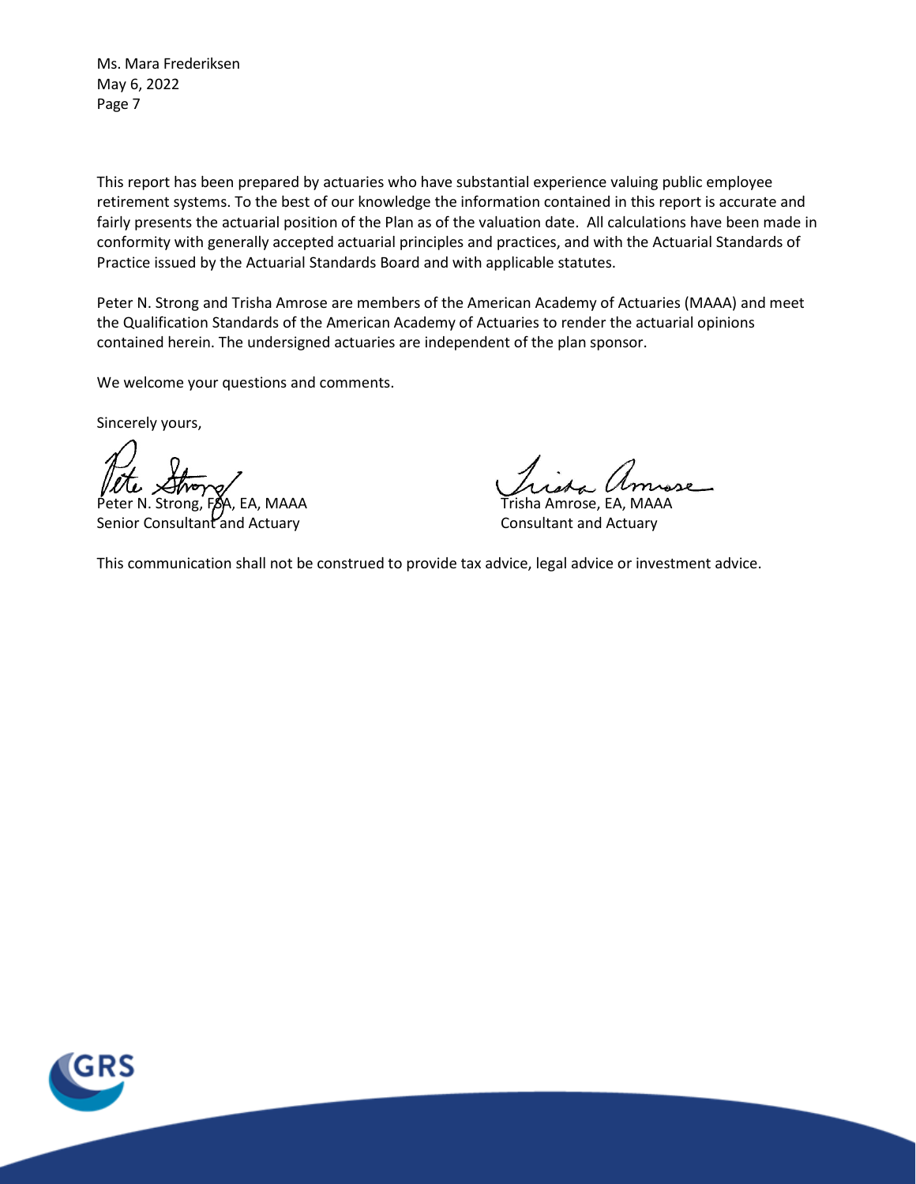Ms. Mara Frederiksen
May 6, 2022
Page 7

This report has been prepared by actuaries who have substantial experience valuing public employee retirement systems. To the best of our knowledge the information contained in this report is accurate and fairly presents the actuarial position of the Plan as of the valuation date. All calculations have been made in conformity with generally accepted actuarial principles and practices, and with the Actuarial Standards of Practice issued by the Actuarial Standards Board and with applicable statutes.

Peter N. Strong and Trisha Amrose are members of the American Academy of Actuaries (MAAA) and meet the Qualification Standards of the American Academy of Actuaries to render the actuarial opinions contained herein. The undersigned actuaries are independent of the plan sponsor.

We welcome your questions and comments.

Sincerely yours,

Peter N. Strong, FSA, EA, MAAA
Senior Consultant and Actuary

Trisha Amrose, EA, MAAA
Consultant and Actuary

This communication shall not be construed to provide tax advice, legal advice or investment advice.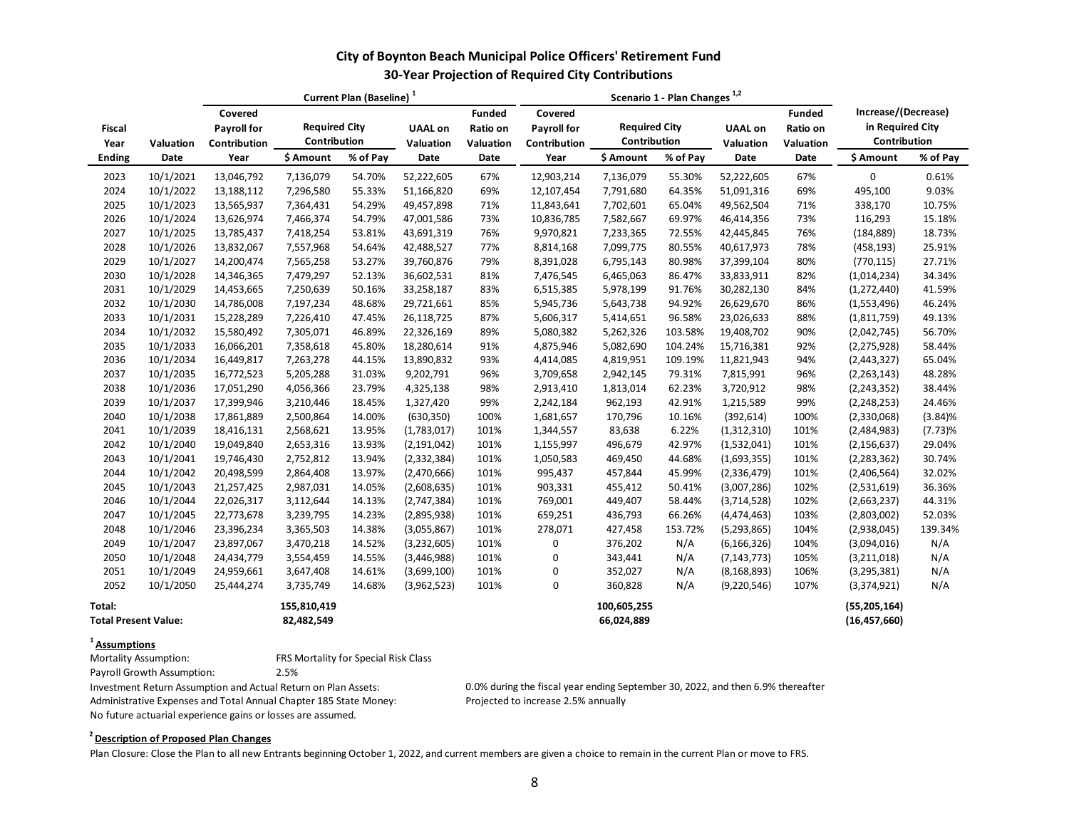# City of Boynton Beach Municipal Police Officers' Retirement Fund

## 30-Year Projection of Required City Contributions

| | | Current Plan (Baseline) [1] | | | | | Scenario 1 - Plan Changes [1,2] | | | | | | |
|---|---|---|---|---|---|---|---|---|---|---|---|---|---|
| | | Covered Payroll for Contribution | Required City Contribution | | UAAL on Valuation | Funded Ratio on Valuation | Covered Payroll for Contribution | Required City Contribution | | UAAL on Valuation | Funded Ratio on Valuation | Increase/(Decrease) in Required City Contribution | |
| Fiscal Year Ending | Valuation Date | Year | $ Amount | % of Pay | Date | Date | Year | $ Amount | % of Pay | Date | Date | $ Amount | % of Pay |
| 2023 | 10/1/2021 | 13,046,792 | 7,136,079 | 54.70% | 52,222,605 | 67% | 12,903,214 | 7,136,079 | 55.30% | 52,222,605 | 67% | 0 | 0.61% |
| 2024 | 10/1/2022 | 13,188,112 | 7,296,580 | 55.33% | 51,166,820 | 69% | 12,107,454 | 7,791,680 | 64.35% | 51,091,316 | 69% | 495,100 | 9.03% |
| 2025 | 10/1/2023 | 13,565,937 | 7,364,431 | 54.29% | 49,457,898 | 71% | 11,843,641 | 7,702,601 | 65.04% | 49,562,504 | 71% | 338,170 | 10.75% |
| 2026 | 10/1/2024 | 13,626,974 | 7,466,374 | 54.79% | 47,001,586 | 73% | 10,836,785 | 7,582,667 | 69.97% | 46,414,356 | 73% | 116,293 | 15.18% |
| 2027 | 10/1/2025 | 13,785,437 | 7,418,254 | 53.81% | 43,691,319 | 76% | 9,970,821 | 7,233,365 | 72.55% | 42,445,845 | 76% | (184,889) | 18.73% |
| 2028 | 10/1/2026 | 13,832,067 | 7,557,968 | 54.64% | 42,488,527 | 77% | 8,814,168 | 7,099,775 | 80.55% | 40,617,973 | 78% | (458,193) | 25.91% |
| 2029 | 10/1/2027 | 14,200,474 | 7,565,258 | 53.27% | 39,760,876 | 79% | 8,391,028 | 6,795,143 | 80.98% | 37,399,104 | 80% | (770,115) | 27.71% |
| 2030 | 10/1/2028 | 14,346,365 | 7,479,297 | 52.13% | 36,602,531 | 81% | 7,476,545 | 6,465,063 | 86.47% | 33,833,911 | 82% | (1,014,234) | 34.34% |
| 2031 | 10/1/2029 | 14,453,665 | 7,250,639 | 50.16% | 33,258,187 | 83% | 6,515,385 | 5,978,199 | 91.76% | 30,282,130 | 84% | (1,272,440) | 41.59% |
| 2032 | 10/1/2030 | 14,786,008 | 7,197,234 | 48.68% | 29,721,661 | 85% | 5,945,736 | 5,643,738 | 94.92% | 26,629,670 | 86% | (1,553,496) | 46.24% |
| 2033 | 10/1/2031 | 15,228,289 | 7,226,410 | 47.45% | 26,118,725 | 87% | 5,606,317 | 5,414,651 | 96.58% | 23,026,633 | 88% | (1,811,759) | 49.13% |
| 2034 | 10/1/2032 | 15,580,492 | 7,305,071 | 46.89% | 22,326,169 | 89% | 5,080,382 | 5,262,326 | 103.58% | 19,408,702 | 90% | (2,042,745) | 56.70% |
| 2035 | 10/1/2033 | 16,066,201 | 7,358,618 | 45.80% | 18,280,614 | 91% | 4,875,946 | 5,082,690 | 104.24% | 15,716,381 | 92% | (2,275,928) | 58.44% |
| 2036 | 10/1/2034 | 16,449,817 | 7,263,278 | 44.15% | 13,890,832 | 93% | 4,414,085 | 4,819,951 | 109.19% | 11,821,943 | 94% | (2,443,327) | 65.04% |
| 2037 | 10/1/2035 | 16,772,523 | 5,205,288 | 31.03% | 9,202,791 | 96% | 3,709,658 | 2,942,145 | 79.31% | 7,815,991 | 96% | (2,263,143) | 48.28% |
| 2038 | 10/1/2036 | 17,051,290 | 4,056,366 | 23.79% | 4,325,138 | 98% | 2,913,410 | 1,813,014 | 62.23% | 3,720,912 | 98% | (2,243,352) | 38.44% |
| 2039 | 10/1/2037 | 17,399,946 | 3,210,446 | 18.45% | 1,327,420 | 99% | 2,242,184 | 962,193 | 42.91% | 1,215,589 | 99% | (2,248,253) | 24.46% |
| 2040 | 10/1/2038 | 17,861,889 | 2,500,864 | 14.00% | (630,350) | 100% | 1,681,657 | 170,796 | 10.16% | (392,614) | 100% | (2,330,068) | (3.84)% |
| 2041 | 10/1/2039 | 18,416,131 | 2,568,621 | 13.95% | (1,783,017) | 101% | 1,344,557 | 83,638 | 6.22% | (1,312,310) | 101% | (2,484,983) | (7.73)% |
| 2042 | 10/1/2040 | 19,049,840 | 2,653,316 | 13.93% | (2,191,042) | 101% | 1,155,997 | 496,679 | 42.97% | (1,532,041) | 101% | (2,156,637) | 29.04% |
| 2043 | 10/1/2041 | 19,746,430 | 2,752,812 | 13.94% | (2,332,384) | 101% | 1,050,583 | 469,450 | 44.68% | (1,693,355) | 101% | (2,283,362) | 30.74% |
| 2044 | 10/1/2042 | 20,498,599 | 2,864,408 | 13.97% | (2,470,666) | 101% | 995,437 | 457,844 | 45.99% | (2,336,479) | 101% | (2,406,564) | 32.02% |
| 2045 | 10/1/2043 | 21,257,425 | 2,987,031 | 14.05% | (2,608,635) | 101% | 903,331 | 455,412 | 50.41% | (3,007,286) | 102% | (2,531,619) | 36.36% |
| 2046 | 10/1/2044 | 22,026,317 | 3,112,644 | 14.13% | (2,747,384) | 101% | 769,001 | 449,407 | 58.44% | (3,714,528) | 102% | (2,663,237) | 44.31% |
| 2047 | 10/1/2045 | 22,773,678 | 3,239,795 | 14.23% | (2,895,938) | 101% | 659,251 | 436,793 | 66.26% | (4,474,463) | 103% | (2,803,002) | 52.03% |
| 2048 | 10/1/2046 | 23,396,234 | 3,365,503 | 14.38% | (3,055,867) | 101% | 278,071 | 427,458 | 153.72% | (5,293,865) | 104% | (2,938,045) | 139.34% |
| 2049 | 10/1/2047 | 23,897,067 | 3,470,218 | 14.52% | (3,232,605) | 101% | 0 | 376,202 | N/A | (6,166,326) | 104% | (3,094,016) | N/A |
| 2050 | 10/1/2048 | 24,434,779 | 3,554,459 | 14.55% | (3,446,988) | 101% | 0 | 343,441 | N/A | (7,143,773) | 105% | (3,211,018) | N/A |
| 2051 | 10/1/2049 | 24,959,661 | 3,647,408 | 14.61% | (3,699,100) | 101% | 0 | 352,027 | N/A | (8,168,893) | 106% | (3,295,381) | N/A |
| 2052 | 10/1/2050 | 25,444,274 | 3,735,749 | 14.68% | (3,962,523) | 101% | 0 | 360,828 | N/A | (9,220,546) | 107% | (3,374,921) | N/A |
| **Total:** | | | **155,810,419** | | | | | **100,605,255** | | | | **(55,205,164)** | |
| **Total Present Value:** | | | **82,482,549** | | | | | **66,024,889** | | | | **(16,457,660)** | |

**[1] Assumptions**

Mortality Assumption: FRS Mortality for Special Risk Class

Payroll Growth Assumption: 2.5%

Investment Return Assumption and Actual Return on Plan Assets: 0.0% during the fiscal year ending September 30, 2022, and then 6.9% thereafter

Administrative Expenses and Total Annual Chapter 185 State Money: Projected to increase 2.5% annually

No future actuarial experience gains or losses are assumed.

**[2] Description of Proposed Plan Changes**

Plan Closure: Close the Plan to all new Entrants beginning October 1, 2022, and current members are given a choice to remain in the current Plan or move to FRS.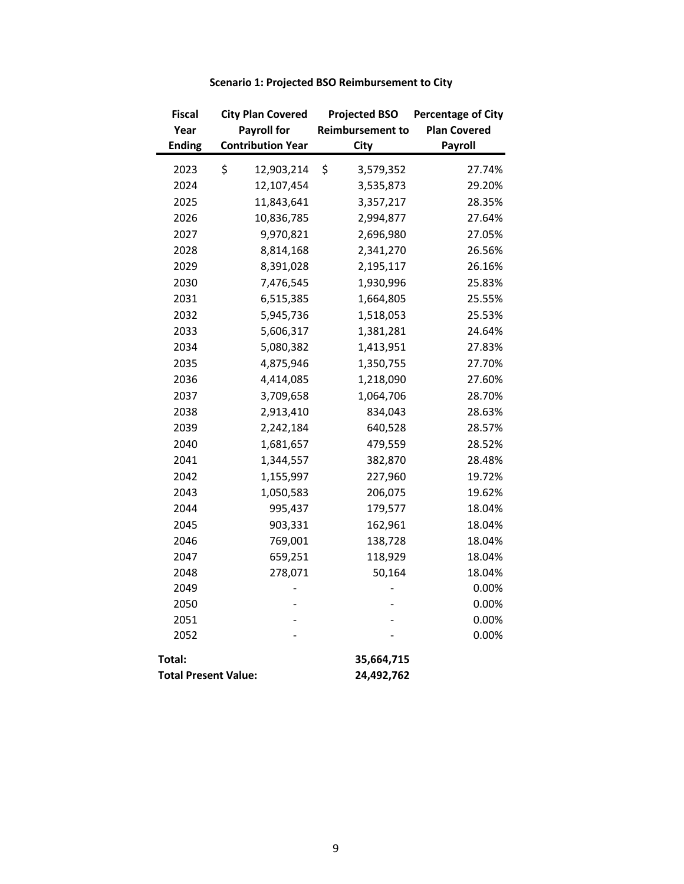**Scenario 1: Projected BSO Reimbursement to City**

| Fiscal Year Ending | City Plan Covered Payroll for Contribution Year | Projected BSO Reimbursement to City | Percentage of City Plan Covered Payroll |
|---|---|---|---|
| 2023 | $ 12,903,214 | $ 3,579,352 | 27.74% |
| 2024 | 12,107,454 | 3,535,873 | 29.20% |
| 2025 | 11,843,641 | 3,357,217 | 28.35% |
| 2026 | 10,836,785 | 2,994,877 | 27.64% |
| 2027 | 9,970,821 | 2,696,980 | 27.05% |
| 2028 | 8,814,168 | 2,341,270 | 26.56% |
| 2029 | 8,391,028 | 2,195,117 | 26.16% |
| 2030 | 7,476,545 | 1,930,996 | 25.83% |
| 2031 | 6,515,385 | 1,664,805 | 25.55% |
| 2032 | 5,945,736 | 1,518,053 | 25.53% |
| 2033 | 5,606,317 | 1,381,281 | 24.64% |
| 2034 | 5,080,382 | 1,413,951 | 27.83% |
| 2035 | 4,875,946 | 1,350,755 | 27.70% |
| 2036 | 4,414,085 | 1,218,090 | 27.60% |
| 2037 | 3,709,658 | 1,064,706 | 28.70% |
| 2038 | 2,913,410 | 834,043 | 28.63% |
| 2039 | 2,242,184 | 640,528 | 28.57% |
| 2040 | 1,681,657 | 479,559 | 28.52% |
| 2041 | 1,344,557 | 382,870 | 28.48% |
| 2042 | 1,155,997 | 227,960 | 19.72% |
| 2043 | 1,050,583 | 206,075 | 19.62% |
| 2044 | 995,437 | 179,577 | 18.04% |
| 2045 | 903,331 | 162,961 | 18.04% |
| 2046 | 769,001 | 138,728 | 18.04% |
| 2047 | 659,251 | 118,929 | 18.04% |
| 2048 | 278,071 | 50,164 | 18.04% |
| 2049 | - | - | 0.00% |
| 2050 | - | - | 0.00% |
| 2051 | - | - | 0.00% |
| 2052 | - | - | 0.00% |
| **Total:** | | **35,664,715** | |
| **Total Present Value:** | | **24,492,762** | |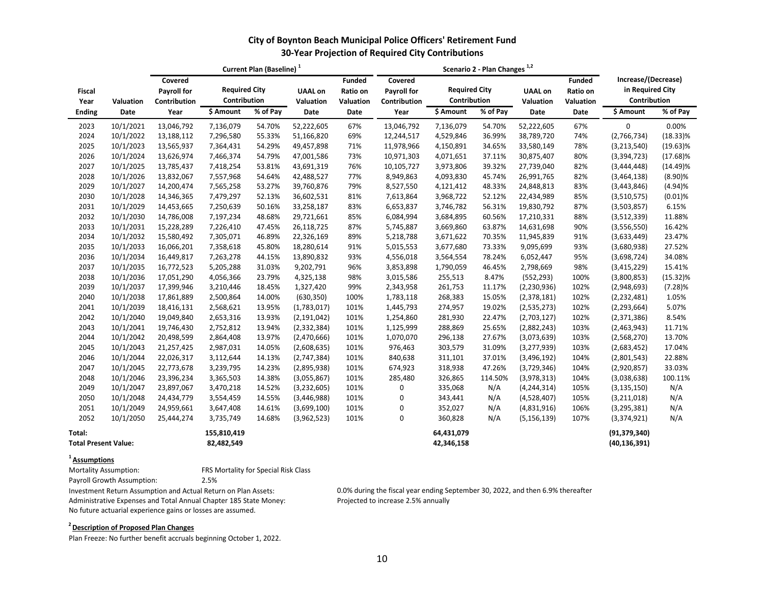## City of Boynton Beach Municipal Police Officers' Retirement Fund
## 30-Year Projection of Required City Contributions

| | | Current Plan (Baseline) [1] | | | | | Scenario 2 - Plan Changes [1,2] | | | | | | |
|---|---|---|---|---|---|---|---|---|---|---|---|---|---|
| Fiscal Year Ending | Valuation Date | Covered Payroll for Contribution Year | Required City Contribution $ Amount | Required City Contribution % of Pay | UAAL on Valuation Date | Funded Ratio on Valuation Date | Covered Payroll for Contribution Year | Required City Contribution $ Amount | Required City Contribution % of Pay | UAAL on Valuation Date | Funded Ratio on Valuation Date | Increase/(Decrease) in Required City Contribution $ Amount | Increase/(Decrease) in Required City Contribution % of Pay |
| 2023 | 10/1/2021 | 13,046,792 | 7,136,079 | 54.70% | 52,222,605 | 67% | 13,046,792 | 7,136,079 | 54.70% | 52,222,605 | 67% | 0 | 0.00% |
| 2024 | 10/1/2022 | 13,188,112 | 7,296,580 | 55.33% | 51,166,820 | 69% | 12,244,517 | 4,529,846 | 36.99% | 38,789,720 | 74% | (2,766,734) | (18.33)% |
| 2025 | 10/1/2023 | 13,565,937 | 7,364,431 | 54.29% | 49,457,898 | 71% | 11,978,966 | 4,150,891 | 34.65% | 33,580,149 | 78% | (3,213,540) | (19.63)% |
| 2026 | 10/1/2024 | 13,626,974 | 7,466,374 | 54.79% | 47,001,586 | 73% | 10,971,303 | 4,071,651 | 37.11% | 30,875,407 | 80% | (3,394,723) | (17.68)% |
| 2027 | 10/1/2025 | 13,785,437 | 7,418,254 | 53.81% | 43,691,319 | 76% | 10,105,727 | 3,973,806 | 39.32% | 27,739,040 | 82% | (3,444,448) | (14.49)% |
| 2028 | 10/1/2026 | 13,832,067 | 7,557,968 | 54.64% | 42,488,527 | 77% | 8,949,863 | 4,093,830 | 45.74% | 26,991,765 | 82% | (3,464,138) | (8.90)% |
| 2029 | 10/1/2027 | 14,200,474 | 7,565,258 | 53.27% | 39,760,876 | 79% | 8,527,550 | 4,121,412 | 48.33% | 24,848,813 | 83% | (3,443,846) | (4.94)% |
| 2030 | 10/1/2028 | 14,346,365 | 7,479,297 | 52.13% | 36,602,531 | 81% | 7,613,864 | 3,968,722 | 52.12% | 22,434,989 | 85% | (3,510,575) | (0.01)% |
| 2031 | 10/1/2029 | 14,453,665 | 7,250,639 | 50.16% | 33,258,187 | 83% | 6,653,837 | 3,746,782 | 56.31% | 19,830,792 | 87% | (3,503,857) | 6.15% |
| 2032 | 10/1/2030 | 14,786,008 | 7,197,234 | 48.68% | 29,721,661 | 85% | 6,084,994 | 3,684,895 | 60.56% | 17,210,331 | 88% | (3,512,339) | 11.88% |
| 2033 | 10/1/2031 | 15,228,289 | 7,226,410 | 47.45% | 26,118,725 | 87% | 5,745,887 | 3,669,860 | 63.87% | 14,631,698 | 90% | (3,556,550) | 16.42% |
| 2034 | 10/1/2032 | 15,580,492 | 7,305,071 | 46.89% | 22,326,169 | 89% | 5,218,788 | 3,671,622 | 70.35% | 11,945,839 | 91% | (3,633,449) | 23.47% |
| 2035 | 10/1/2033 | 16,066,201 | 7,358,618 | 45.80% | 18,280,614 | 91% | 5,015,553 | 3,677,680 | 73.33% | 9,095,699 | 93% | (3,680,938) | 27.52% |
| 2036 | 10/1/2034 | 16,449,817 | 7,263,278 | 44.15% | 13,890,832 | 93% | 4,556,018 | 3,564,554 | 78.24% | 6,052,447 | 95% | (3,698,724) | 34.08% |
| 2037 | 10/1/2035 | 16,772,523 | 5,205,288 | 31.03% | 9,202,791 | 96% | 3,853,898 | 1,790,059 | 46.45% | 2,798,669 | 98% | (3,415,229) | 15.41% |
| 2038 | 10/1/2036 | 17,051,290 | 4,056,366 | 23.79% | 4,325,138 | 98% | 3,015,586 | 255,513 | 8.47% | (552,293) | 100% | (3,800,853) | (15.32)% |
| 2039 | 10/1/2037 | 17,399,946 | 3,210,446 | 18.45% | 1,327,420 | 99% | 2,343,958 | 261,753 | 11.17% | (2,230,936) | 102% | (2,948,693) | (7.28)% |
| 2040 | 10/1/2038 | 17,861,889 | 2,500,864 | 14.00% | (630,350) | 100% | 1,783,118 | 268,383 | 15.05% | (2,378,181) | 102% | (2,232,481) | 1.05% |
| 2041 | 10/1/2039 | 18,416,131 | 2,568,621 | 13.95% | (1,783,017) | 101% | 1,445,793 | 274,957 | 19.02% | (2,535,273) | 102% | (2,293,664) | 5.07% |
| 2042 | 10/1/2040 | 19,049,840 | 2,653,316 | 13.93% | (2,191,042) | 101% | 1,254,860 | 281,930 | 22.47% | (2,703,127) | 102% | (2,371,386) | 8.54% |
| 2043 | 10/1/2041 | 19,746,430 | 2,752,812 | 13.94% | (2,332,384) | 101% | 1,125,999 | 288,869 | 25.65% | (2,882,243) | 103% | (2,463,943) | 11.71% |
| 2044 | 10/1/2042 | 20,498,599 | 2,864,408 | 13.97% | (2,470,666) | 101% | 1,070,070 | 296,138 | 27.67% | (3,073,639) | 103% | (2,568,270) | 13.70% |
| 2045 | 10/1/2043 | 21,257,425 | 2,987,031 | 14.05% | (2,608,635) | 101% | 976,463 | 303,579 | 31.09% | (3,277,939) | 103% | (2,683,452) | 17.04% |
| 2046 | 10/1/2044 | 22,026,317 | 3,112,644 | 14.13% | (2,747,384) | 101% | 840,638 | 311,101 | 37.01% | (3,496,192) | 104% | (2,801,543) | 22.88% |
| 2047 | 10/1/2045 | 22,773,678 | 3,239,795 | 14.23% | (2,895,938) | 101% | 674,923 | 318,938 | 47.26% | (3,729,346) | 104% | (2,920,857) | 33.03% |
| 2048 | 10/1/2046 | 23,396,234 | 3,365,503 | 14.38% | (3,055,867) | 101% | 285,480 | 326,865 | 114.50% | (3,978,313) | 104% | (3,038,638) | 100.11% |
| 2049 | 10/1/2047 | 23,897,067 | 3,470,218 | 14.52% | (3,232,605) | 101% | 0 | 335,068 | N/A | (4,244,314) | 105% | (3,135,150) | N/A |
| 2050 | 10/1/2048 | 24,434,779 | 3,554,459 | 14.55% | (3,446,988) | 101% | 0 | 343,441 | N/A | (4,528,407) | 105% | (3,211,018) | N/A |
| 2051 | 10/1/2049 | 24,959,661 | 3,647,408 | 14.61% | (3,699,100) | 101% | 0 | 352,027 | N/A | (4,831,916) | 106% | (3,295,381) | N/A |
| 2052 | 10/1/2050 | 25,444,274 | 3,735,749 | 14.68% | (3,962,523) | 101% | 0 | 360,828 | N/A | (5,156,139) | 107% | (3,374,921) | N/A |
| **Total:** | | | **155,810,419** | | | | | **64,431,079** | | | | **(91,379,340)** | |
| **Total Present Value:** | | | **82,482,549** | | | | | **42,346,158** | | | | **(40,136,391)** | |

**[1] Assumptions**

Mortality Assumption: FRS Mortality for Special Risk Class

Payroll Growth Assumption: 2.5%

Investment Return Assumption and Actual Return on Plan Assets: 0.0% during the fiscal year ending September 30, 2022, and then 6.9% thereafter

Administrative Expenses and Total Annual Chapter 185 State Money: Projected to increase 2.5% annually

No future actuarial experience gains or losses are assumed.

**[2] Description of Proposed Plan Changes**

Plan Freeze: No further benefit accruals beginning October 1, 2022.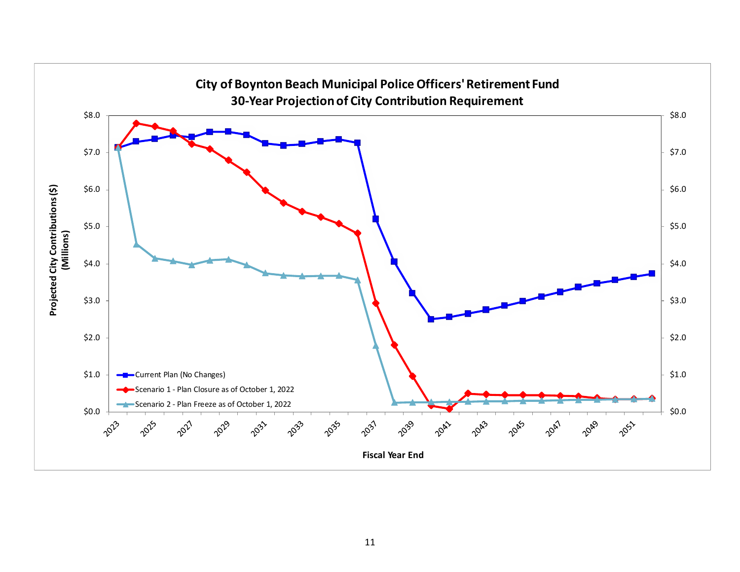## City of Boynton Beach Municipal Police Officers' Retirement Fund
## 30-Year Projection of City Contribution Requirement

Projected City Contributions ($) (Millions)

Fiscal Year End

- Current Plan (No Changes)
- Scenario 1 - Plan Closure as of October 1, 2022
- Scenario 2 - Plan Freeze as of October 1, 2022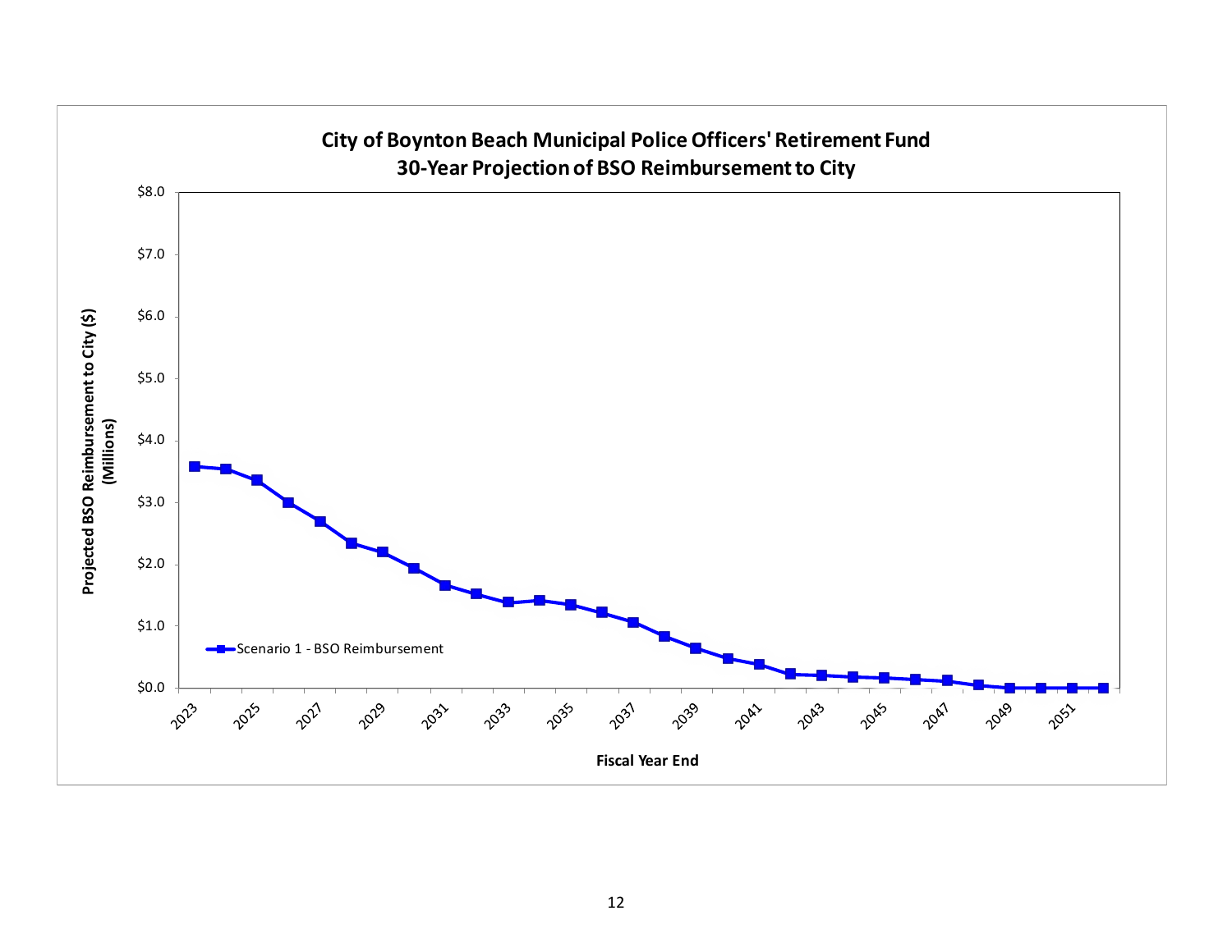City of Boynton Beach Municipal Police Officers' Retirement Fund
30-Year Projection of BSO Reimbursement to City

Projected BSO Reimbursement to City ($) (Millions)

$8.0
$7.0
$6.0
$5.0
$4.0
$3.0
$2.0
$1.0
$0.0

Scenario 1 - BSO Reimbursement

2023
2025
2027
2029
2031
2033
2035
2037
2039
2041
2043
2045
2047
2049
2051

Fiscal Year End